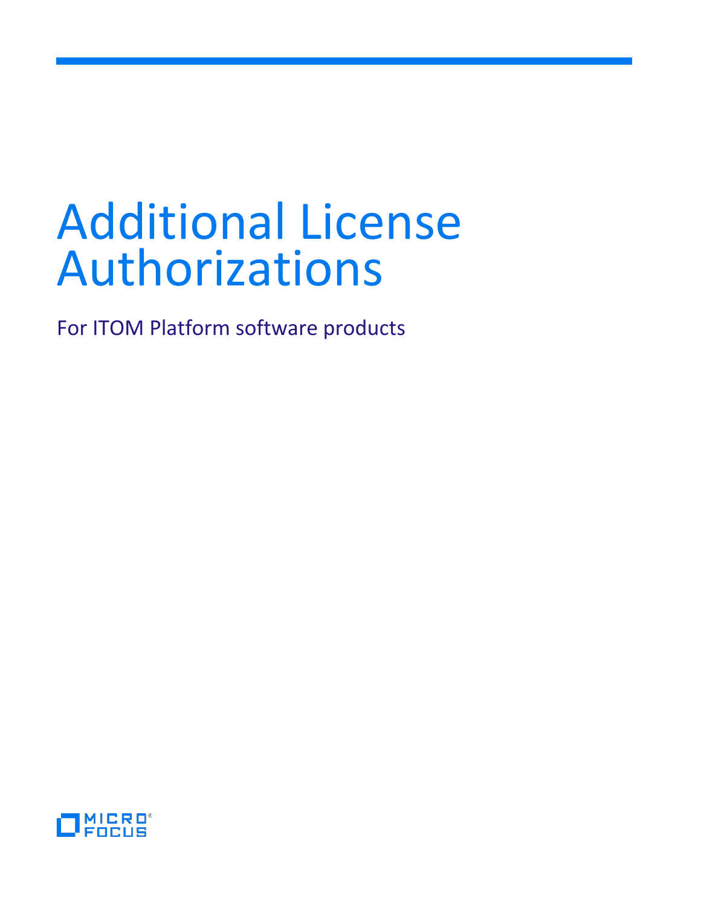# Additional License Authorizations

For ITOM Platform software products

MICRO FOCUS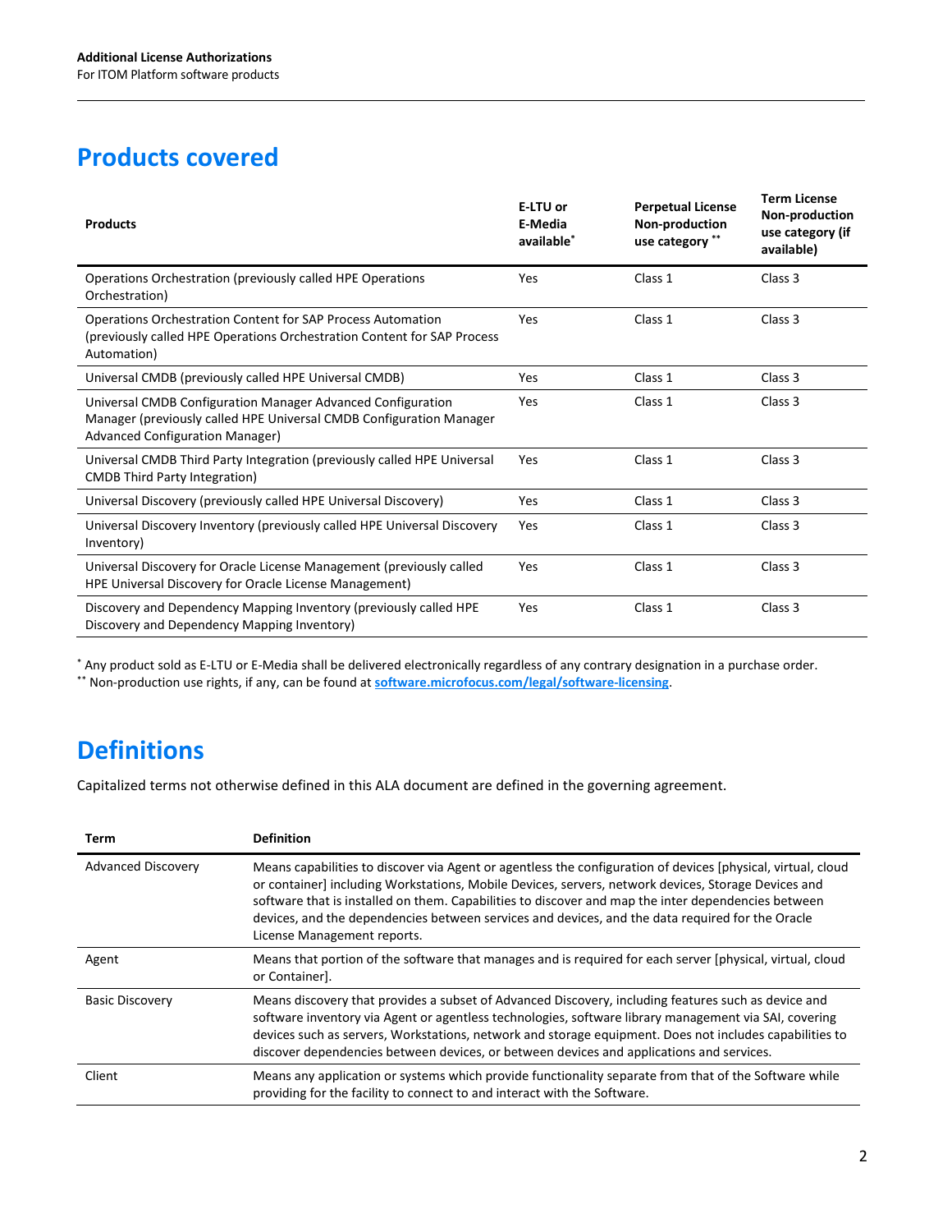## Products covered

| Products | E-LTU or E-Media available* | Perpetual License Non-production use category ** | Term License Non-production use category (if available) |
|---|---|---|---|
| Operations Orchestration (previously called HPE Operations Orchestration) | Yes | Class 1 | Class 3 |
| Operations Orchestration Content for SAP Process Automation (previously called HPE Operations Orchestration Content for SAP Process Automation) | Yes | Class 1 | Class 3 |
| Universal CMDB (previously called HPE Universal CMDB) | Yes | Class 1 | Class 3 |
| Universal CMDB Configuration Manager Advanced Configuration Manager (previously called HPE Universal CMDB Configuration Manager Advanced Configuration Manager) | Yes | Class 1 | Class 3 |
| Universal CMDB Third Party Integration (previously called HPE Universal CMDB Third Party Integration) | Yes | Class 1 | Class 3 |
| Universal Discovery (previously called HPE Universal Discovery) | Yes | Class 1 | Class 3 |
| Universal Discovery Inventory (previously called HPE Universal Discovery Inventory) | Yes | Class 1 | Class 3 |
| Universal Discovery for Oracle License Management (previously called HPE Universal Discovery for Oracle License Management) | Yes | Class 1 | Class 3 |
| Discovery and Dependency Mapping Inventory (previously called HPE Discovery and Dependency Mapping Inventory) | Yes | Class 1 | Class 3 |

* Any product sold as E-LTU or E-Media shall be delivered electronically regardless of any contrary designation in a purchase order.
** Non-production use rights, if any, can be found at **software.microfocus.com/legal/software-licensing**.

## Definitions

Capitalized terms not otherwise defined in this ALA document are defined in the governing agreement.

| Term | Definition |
|---|---|
| Advanced Discovery | Means capabilities to discover via Agent or agentless the configuration of devices [physical, virtual, cloud or container] including Workstations, Mobile Devices, servers, network devices, Storage Devices and software that is installed on them. Capabilities to discover and map the inter dependencies between devices, and the dependencies between services and devices, and the data required for the Oracle License Management reports. |
| Agent | Means that portion of the software that manages and is required for each server [physical, virtual, cloud or Container]. |
| Basic Discovery | Means discovery that provides a subset of Advanced Discovery, including features such as device and software inventory via Agent or agentless technologies, software library management via SAI, covering devices such as servers, Workstations, network and storage equipment. Does not includes capabilities to discover dependencies between devices, or between devices and applications and services. |
| Client | Means any application or systems which provide functionality separate from that of the Software while providing for the facility to connect to and interact with the Software. |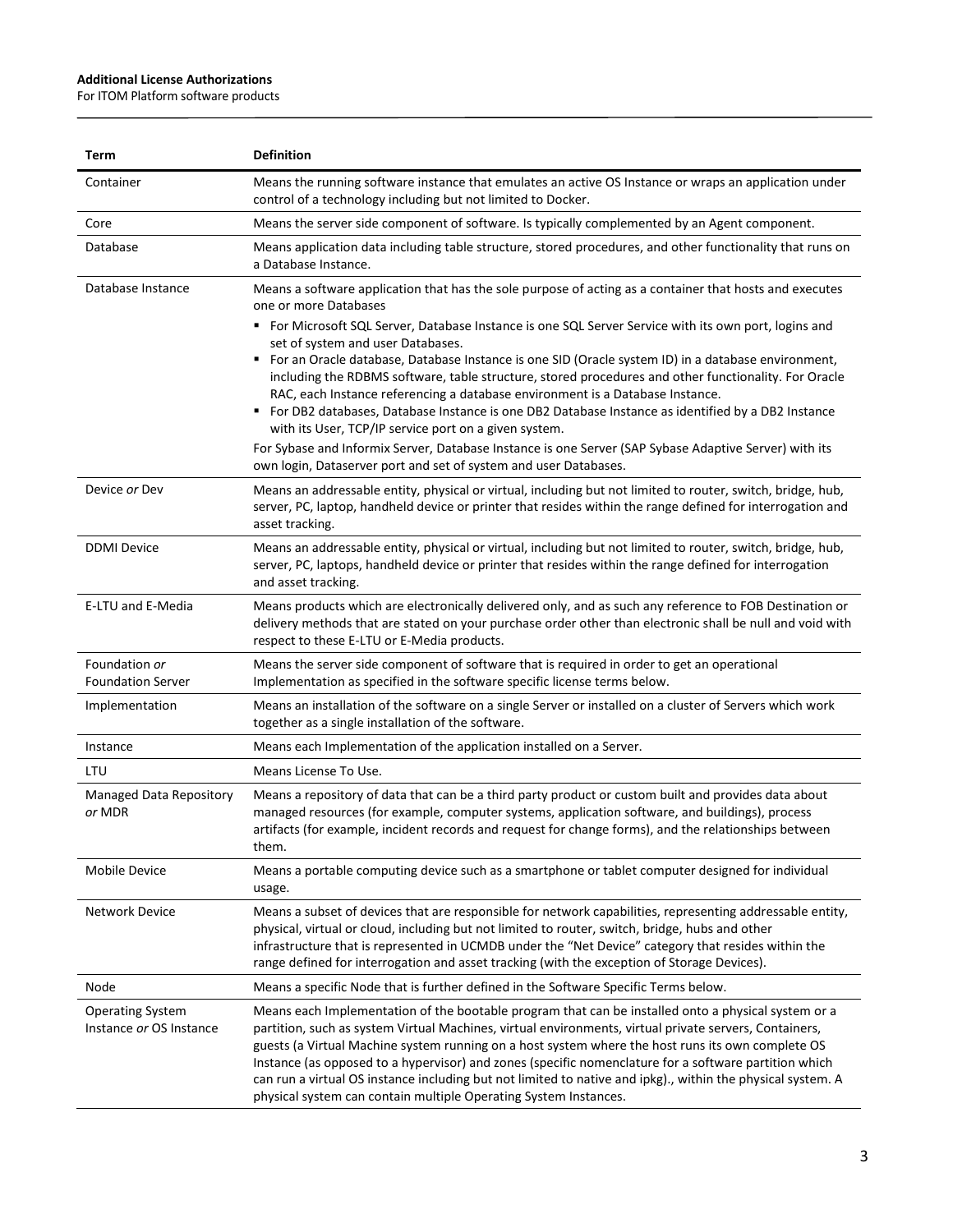| Term | Definition |
| --- | --- |
| Container | Means the running software instance that emulates an active OS Instance or wraps an application under control of a technology including but not limited to Docker. |
| Core | Means the server side component of software. Is typically complemented by an Agent component. |
| Database | Means application data including table structure, stored procedures, and other functionality that runs on a Database Instance. |
| Database Instance | Means a software application that has the sole purpose of acting as a container that hosts and executes one or more Databases<br>▪ For Microsoft SQL Server, Database Instance is one SQL Server Service with its own port, logins and set of system and user Databases.<br>▪ For an Oracle database, Database Instance is one SID (Oracle system ID) in a database environment, including the RDBMS software, table structure, stored procedures and other functionality. For Oracle RAC, each Instance referencing a database environment is a Database Instance.<br>▪ For DB2 databases, Database Instance is one DB2 Database Instance as identified by a DB2 Instance with its User, TCP/IP service port on a given system.<br>For Sybase and Informix Server, Database Instance is one Server (SAP Sybase Adaptive Server) with its own login, Dataserver port and set of system and user Databases. |
| Device *or* Dev | Means an addressable entity, physical or virtual, including but not limited to router, switch, bridge, hub, server, PC, laptop, handheld device or printer that resides within the range defined for interrogation and asset tracking. |
| DDMI Device | Means an addressable entity, physical or virtual, including but not limited to router, switch, bridge, hub, server, PC, laptops, handheld device or printer that resides within the range defined for interrogation and asset tracking. |
| E-LTU and E-Media | Means products which are electronically delivered only, and as such any reference to FOB Destination or delivery methods that are stated on your purchase order other than electronic shall be null and void with respect to these E-LTU or E-Media products. |
| Foundation *or* Foundation Server | Means the server side component of software that is required in order to get an operational Implementation as specified in the software specific license terms below. |
| Implementation | Means an installation of the software on a single Server or installed on a cluster of Servers which work together as a single installation of the software. |
| Instance | Means each Implementation of the application installed on a Server. |
| LTU | Means License To Use. |
| Managed Data Repository *or* MDR | Means a repository of data that can be a third party product or custom built and provides data about managed resources (for example, computer systems, application software, and buildings), process artifacts (for example, incident records and request for change forms), and the relationships between them. |
| Mobile Device | Means a portable computing device such as a smartphone or tablet computer designed for individual usage. |
| Network Device | Means a subset of devices that are responsible for network capabilities, representing addressable entity, physical, virtual or cloud, including but not limited to router, switch, bridge, hubs and other infrastructure that is represented in UCMDB under the "Net Device" category that resides within the range defined for interrogation and asset tracking (with the exception of Storage Devices). |
| Node | Means a specific Node that is further defined in the Software Specific Terms below. |
| Operating System Instance *or* OS Instance | Means each Implementation of the bootable program that can be installed onto a physical system or a partition, such as system Virtual Machines, virtual environments, virtual private servers, Containers, guests (a Virtual Machine system running on a host system where the host runs its own complete OS Instance (as opposed to a hypervisor) and zones (specific nomenclature for a software partition which can run a virtual OS instance including but not limited to native and ipkg)., within the physical system. A physical system can contain multiple Operating System Instances. |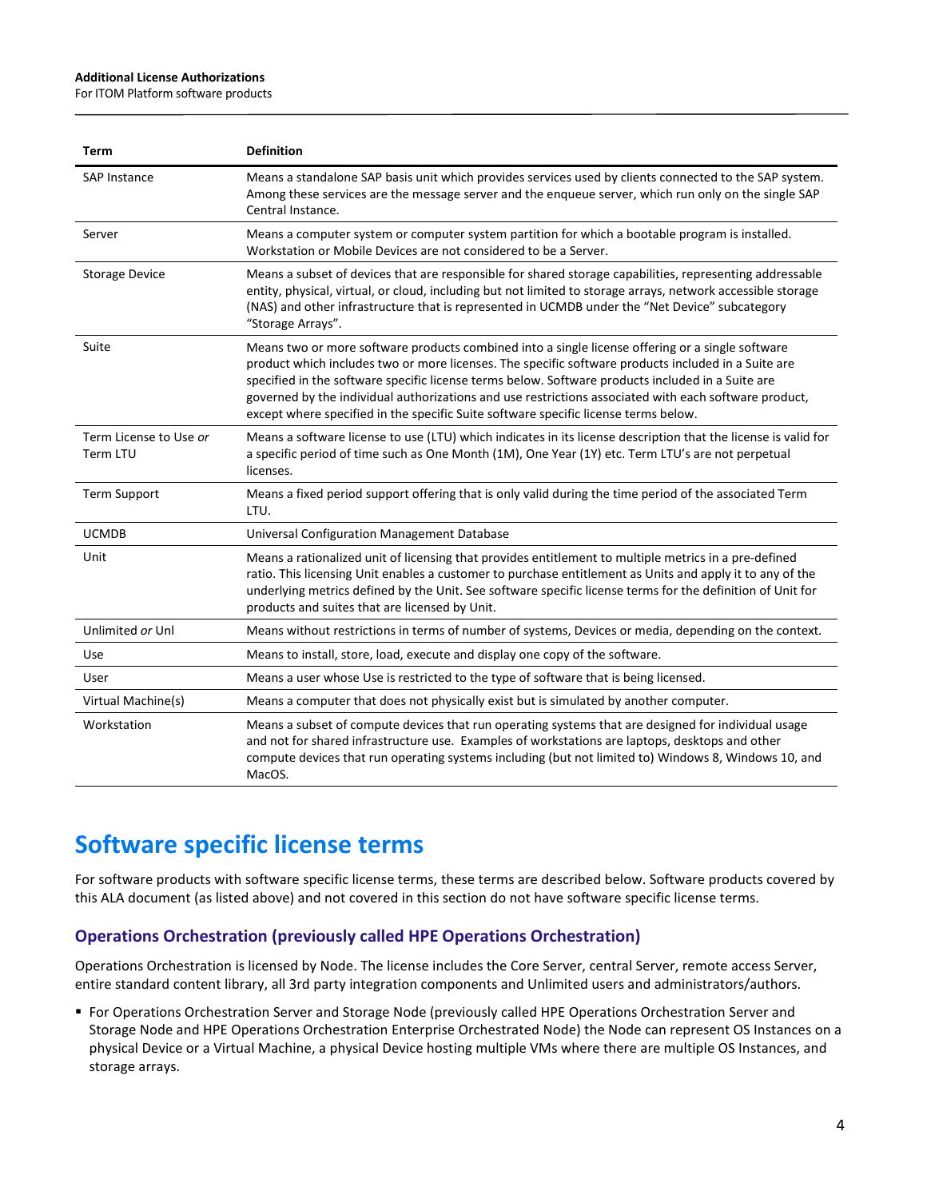| Term | Definition |
| --- | --- |
| SAP Instance | Means a standalone SAP basis unit which provides services used by clients connected to the SAP system. Among these services are the message server and the enqueue server, which run only on the single SAP Central Instance. |
| Server | Means a computer system or computer system partition for which a bootable program is installed. Workstation or Mobile Devices are not considered to be a Server. |
| Storage Device | Means a subset of devices that are responsible for shared storage capabilities, representing addressable entity, physical, virtual, or cloud, including but not limited to storage arrays, network accessible storage (NAS) and other infrastructure that is represented in UCMDB under the "Net Device" subcategory "Storage Arrays". |
| Suite | Means two or more software products combined into a single license offering or a single software product which includes two or more licenses. The specific software products included in a Suite are specified in the software specific license terms below. Software products included in a Suite are governed by the individual authorizations and use restrictions associated with each software product, except where specified in the specific Suite software specific license terms below. |
| Term License to Use *or* Term LTU | Means a software license to use (LTU) which indicates in its license description that the license is valid for a specific period of time such as One Month (1M), One Year (1Y) etc. Term LTU's are not perpetual licenses. |
| Term Support | Means a fixed period support offering that is only valid during the time period of the associated Term LTU. |
| UCMDB | Universal Configuration Management Database |
| Unit | Means a rationalized unit of licensing that provides entitlement to multiple metrics in a pre-defined ratio. This licensing Unit enables a customer to purchase entitlement as Units and apply it to any of the underlying metrics defined by the Unit. See software specific license terms for the definition of Unit for products and suites that are licensed by Unit. |
| Unlimited *or* Unl | Means without restrictions in terms of number of systems, Devices or media, depending on the context. |
| Use | Means to install, store, load, execute and display one copy of the software. |
| User | Means a user whose Use is restricted to the type of software that is being licensed. |
| Virtual Machine(s) | Means a computer that does not physically exist but is simulated by another computer. |
| Workstation | Means a subset of compute devices that run operating systems that are designed for individual usage and not for shared infrastructure use. Examples of workstations are laptops, desktops and other compute devices that run operating systems including (but not limited to) Windows 8, Windows 10, and MacOS. |

# Software specific license terms

For software products with software specific license terms, these terms are described below. Software products covered by this ALA document (as listed above) and not covered in this section do not have software specific license terms.

## Operations Orchestration (previously called HPE Operations Orchestration)

Operations Orchestration is licensed by Node. The license includes the Core Server, central Server, remote access Server, entire standard content library, all 3rd party integration components and Unlimited users and administrators/authors.

- For Operations Orchestration Server and Storage Node (previously called HPE Operations Orchestration Server and Storage Node and HPE Operations Orchestration Enterprise Orchestrated Node) the Node can represent OS Instances on a physical Device or a Virtual Machine, a physical Device hosting multiple VMs where there are multiple OS Instances, and storage arrays.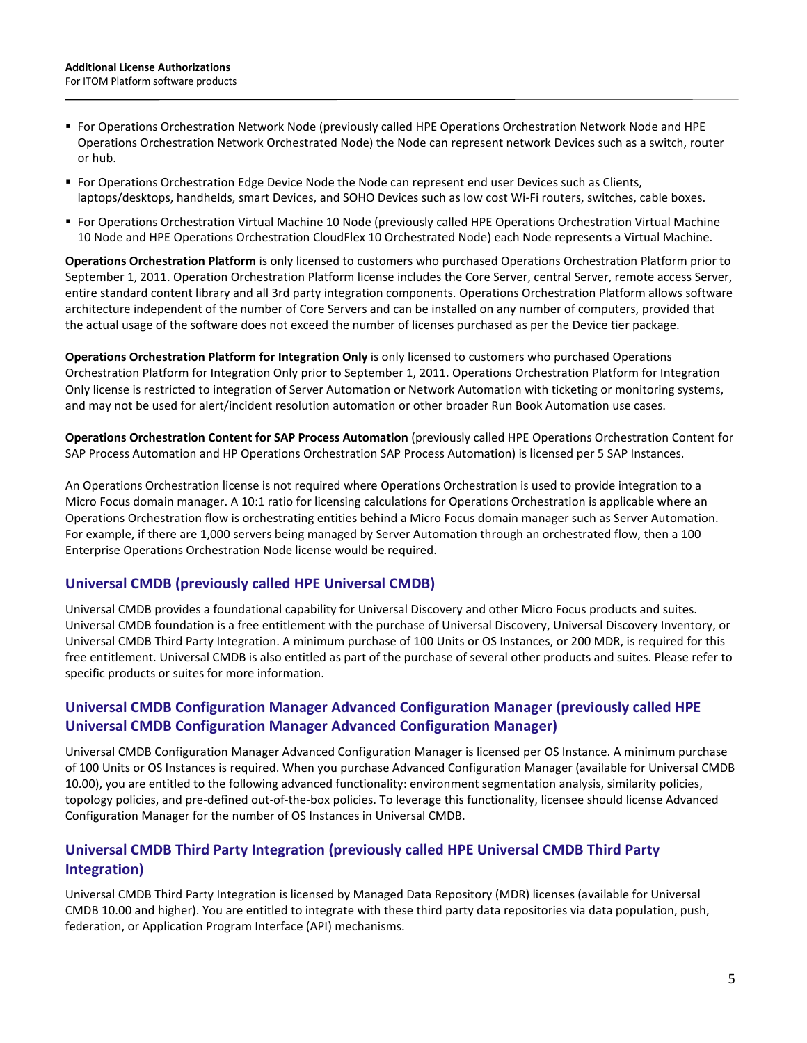- For Operations Orchestration Network Node (previously called HPE Operations Orchestration Network Node and HPE Operations Orchestration Network Orchestrated Node) the Node can represent network Devices such as a switch, router or hub.
- For Operations Orchestration Edge Device Node the Node can represent end user Devices such as Clients, laptops/desktops, handhelds, smart Devices, and SOHO Devices such as low cost Wi-Fi routers, switches, cable boxes.
- For Operations Orchestration Virtual Machine 10 Node (previously called HPE Operations Orchestration Virtual Machine 10 Node and HPE Operations Orchestration CloudFlex 10 Orchestrated Node) each Node represents a Virtual Machine.

**Operations Orchestration Platform** is only licensed to customers who purchased Operations Orchestration Platform prior to September 1, 2011. Operation Orchestration Platform license includes the Core Server, central Server, remote access Server, entire standard content library and all 3rd party integration components. Operations Orchestration Platform allows software architecture independent of the number of Core Servers and can be installed on any number of computers, provided that the actual usage of the software does not exceed the number of licenses purchased as per the Device tier package.

**Operations Orchestration Platform for Integration Only** is only licensed to customers who purchased Operations Orchestration Platform for Integration Only prior to September 1, 2011. Operations Orchestration Platform for Integration Only license is restricted to integration of Server Automation or Network Automation with ticketing or monitoring systems, and may not be used for alert/incident resolution automation or other broader Run Book Automation use cases.

**Operations Orchestration Content for SAP Process Automation** (previously called HPE Operations Orchestration Content for SAP Process Automation and HP Operations Orchestration SAP Process Automation) is licensed per 5 SAP Instances.

An Operations Orchestration license is not required where Operations Orchestration is used to provide integration to a Micro Focus domain manager. A 10:1 ratio for licensing calculations for Operations Orchestration is applicable where an Operations Orchestration flow is orchestrating entities behind a Micro Focus domain manager such as Server Automation. For example, if there are 1,000 servers being managed by Server Automation through an orchestrated flow, then a 100 Enterprise Operations Orchestration Node license would be required.

## Universal CMDB (previously called HPE Universal CMDB)

Universal CMDB provides a foundational capability for Universal Discovery and other Micro Focus products and suites. Universal CMDB foundation is a free entitlement with the purchase of Universal Discovery, Universal Discovery Inventory, or Universal CMDB Third Party Integration. A minimum purchase of 100 Units or OS Instances, or 200 MDR, is required for this free entitlement. Universal CMDB is also entitled as part of the purchase of several other products and suites. Please refer to specific products or suites for more information.

## Universal CMDB Configuration Manager Advanced Configuration Manager (previously called HPE Universal CMDB Configuration Manager Advanced Configuration Manager)

Universal CMDB Configuration Manager Advanced Configuration Manager is licensed per OS Instance. A minimum purchase of 100 Units or OS Instances is required. When you purchase Advanced Configuration Manager (available for Universal CMDB 10.00), you are entitled to the following advanced functionality: environment segmentation analysis, similarity policies, topology policies, and pre-defined out-of-the-box policies. To leverage this functionality, licensee should license Advanced Configuration Manager for the number of OS Instances in Universal CMDB.

## Universal CMDB Third Party Integration (previously called HPE Universal CMDB Third Party Integration)

Universal CMDB Third Party Integration is licensed by Managed Data Repository (MDR) licenses (available for Universal CMDB 10.00 and higher). You are entitled to integrate with these third party data repositories via data population, push, federation, or Application Program Interface (API) mechanisms.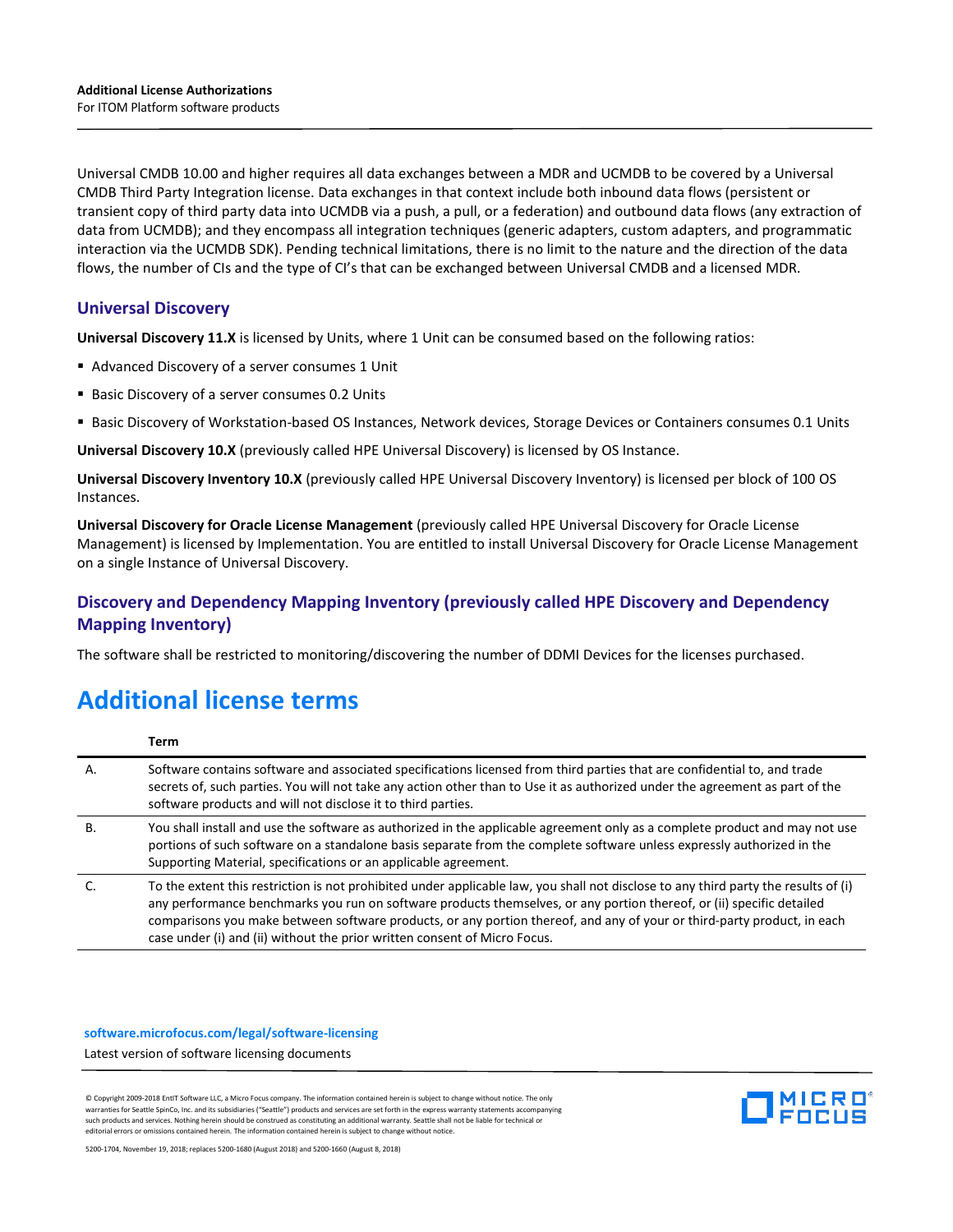Universal CMDB 10.00 and higher requires all data exchanges between a MDR and UCMDB to be covered by a Universal CMDB Third Party Integration license. Data exchanges in that context include both inbound data flows (persistent or transient copy of third party data into UCMDB via a push, a pull, or a federation) and outbound data flows (any extraction of data from UCMDB); and they encompass all integration techniques (generic adapters, custom adapters, and programmatic interaction via the UCMDB SDK). Pending technical limitations, there is no limit to the nature and the direction of the data flows, the number of CIs and the type of CI's that can be exchanged between Universal CMDB and a licensed MDR.

### Universal Discovery

**Universal Discovery 11.X** is licensed by Units, where 1 Unit can be consumed based on the following ratios:

- Advanced Discovery of a server consumes 1 Unit
- Basic Discovery of a server consumes 0.2 Units
- Basic Discovery of Workstation-based OS Instances, Network devices, Storage Devices or Containers consumes 0.1 Units

**Universal Discovery 10.X** (previously called HPE Universal Discovery) is licensed by OS Instance.

**Universal Discovery Inventory 10.X** (previously called HPE Universal Discovery Inventory) is licensed per block of 100 OS Instances.

**Universal Discovery for Oracle License Management** (previously called HPE Universal Discovery for Oracle License Management) is licensed by Implementation. You are entitled to install Universal Discovery for Oracle License Management on a single Instance of Universal Discovery.

### Discovery and Dependency Mapping Inventory (previously called HPE Discovery and Dependency Mapping Inventory)

The software shall be restricted to monitoring/discovering the number of DDMI Devices for the licenses purchased.

## Additional license terms

| | Term |
|---|---|
| A. | Software contains software and associated specifications licensed from third parties that are confidential to, and trade secrets of, such parties. You will not take any action other than to Use it as authorized under the agreement as part of the software products and will not disclose it to third parties. |
| B. | You shall install and use the software as authorized in the applicable agreement only as a complete product and may not use portions of such software on a standalone basis separate from the complete software unless expressly authorized in the Supporting Material, specifications or an applicable agreement. |
| C. | To the extent this restriction is not prohibited under applicable law, you shall not disclose to any third party the results of (i) any performance benchmarks you run on software products themselves, or any portion thereof, or (ii) specific detailed comparisons you make between software products, or any portion thereof, and any of your or third-party product, in each case under (i) and (ii) without the prior written consent of Micro Focus. |

**software.microfocus.com/legal/software-licensing**
Latest version of software licensing documents

© Copyright 2009-2018 EntIT Software LLC, a Micro Focus company. The information contained herein is subject to change without notice. The only warranties for Seattle SpinCo, Inc. and its subsidiaries ("Seattle") products and services are set forth in the express warranty statements accompanying such products and services. Nothing herein should be construed as constituting an additional warranty. Seattle shall not be liable for technical or editorial errors or omissions contained herein. The information contained herein is subject to change without notice.

5200-1704, November 19, 2018; replaces 5200-1680 (August 2018) and 5200-1660 (August 8, 2018)